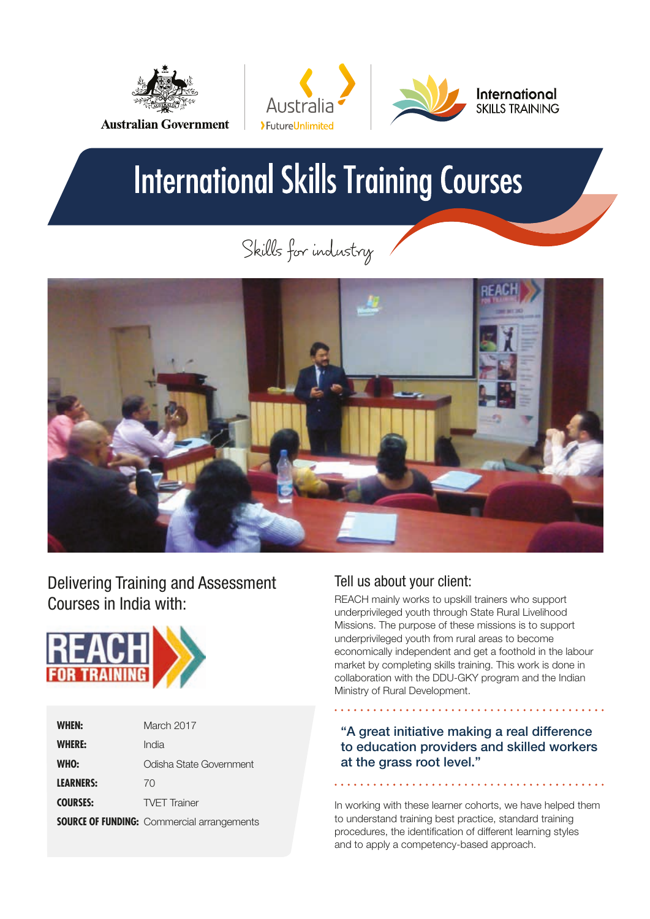Australian Government

Australia
Future Unlimited

International SKILLS TRAINING

# International Skills Training Courses

Skills for industry

## Delivering Training and Assessment Courses in India with:

REACH FOR TRAINING

| | |
|---|---|
| **WHEN:** | March 2017 |
| **WHERE:** | India |
| **WHO:** | Odisha State Government |
| **LEARNERS:** | 70 |
| **COURSES:** | TVET Trainer |
| **SOURCE OF FUNDING:** | Commercial arrangements |

## Tell us about your client:

REACH mainly works to upskill trainers who support underprivileged youth through State Rural Livelihood Missions. The purpose of these missions is to support underprivileged youth from rural areas to become economically independent and get a foothold in the labour market by completing skills training. This work is done in collaboration with the DDU-GKY program and the Indian Ministry of Rural Development.

> "A great initiative making a real difference to education providers and skilled workers at the grass root level."

In working with these learner cohorts, we have helped them to understand training best practice, standard training procedures, the identification of different learning styles and to apply a competency-based approach.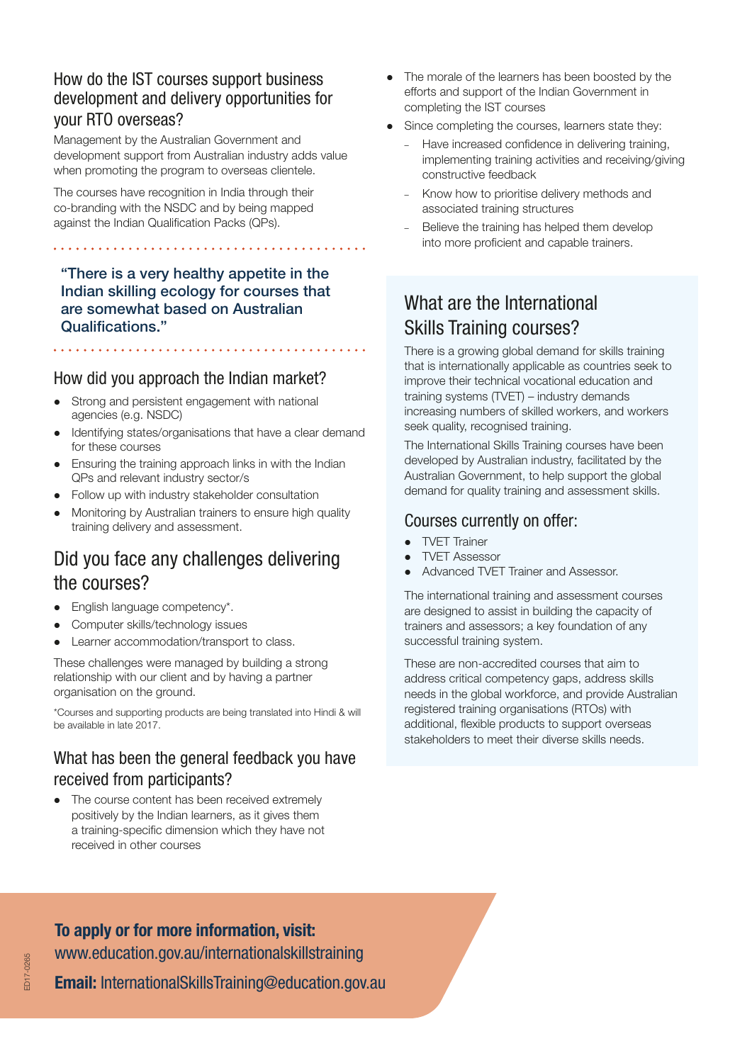## How do the IST courses support business development and delivery opportunities for your RTO overseas?

Management by the Australian Government and development support from Australian industry adds value when promoting the program to overseas clientele.

The courses have recognition in India through their co-branding with the NSDC and by being mapped against the Indian Qualification Packs (QPs).

> **"There is a very healthy appetite in the Indian skilling ecology for courses that are somewhat based on Australian Qualifications."**

## How did you approach the Indian market?

- Strong and persistent engagement with national agencies (e.g. NSDC)
- Identifying states/organisations that have a clear demand for these courses
- Ensuring the training approach links in with the Indian QPs and relevant industry sector/s
- Follow up with industry stakeholder consultation
- Monitoring by Australian trainers to ensure high quality training delivery and assessment.

## Did you face any challenges delivering the courses?

- English language competency*.
- Computer skills/technology issues
- Learner accommodation/transport to class.

These challenges were managed by building a strong relationship with our client and by having a partner organisation on the ground.

*Courses and supporting products are being translated into Hindi & will be available in late 2017.

## What has been the general feedback you have received from participants?

- The course content has been received extremely positively by the Indian learners, as it gives them a training-specific dimension which they have not received in other courses
- The morale of the learners has been boosted by the efforts and support of the Indian Government in completing the IST courses
- Since completing the courses, learners state they:
  - Have increased confidence in delivering training, implementing training activities and receiving/giving constructive feedback
  - Know how to prioritise delivery methods and associated training structures
  - Believe the training has helped them develop into more proficient and capable trainers.

## What are the International Skills Training courses?

There is a growing global demand for skills training that is internationally applicable as countries seek to improve their technical vocational education and training systems (TVET) – industry demands increasing numbers of skilled workers, and workers seek quality, recognised training.

The International Skills Training courses have been developed by Australian industry, facilitated by the Australian Government, to help support the global demand for quality training and assessment skills.

### Courses currently on offer:

- TVET Trainer
- TVET Assessor
- Advanced TVET Trainer and Assessor.

The international training and assessment courses are designed to assist in building the capacity of trainers and assessors; a key foundation of any successful training system.

These are non-accredited courses that aim to address critical competency gaps, address skills needs in the global workforce, and provide Australian registered training organisations (RTOs) with additional, flexible products to support overseas stakeholders to meet their diverse skills needs.

**To apply or for more information, visit:**
www.education.gov.au/internationalskillstraining

**Email:** InternationalSkillsTraining@education.gov.au

ED17-0265